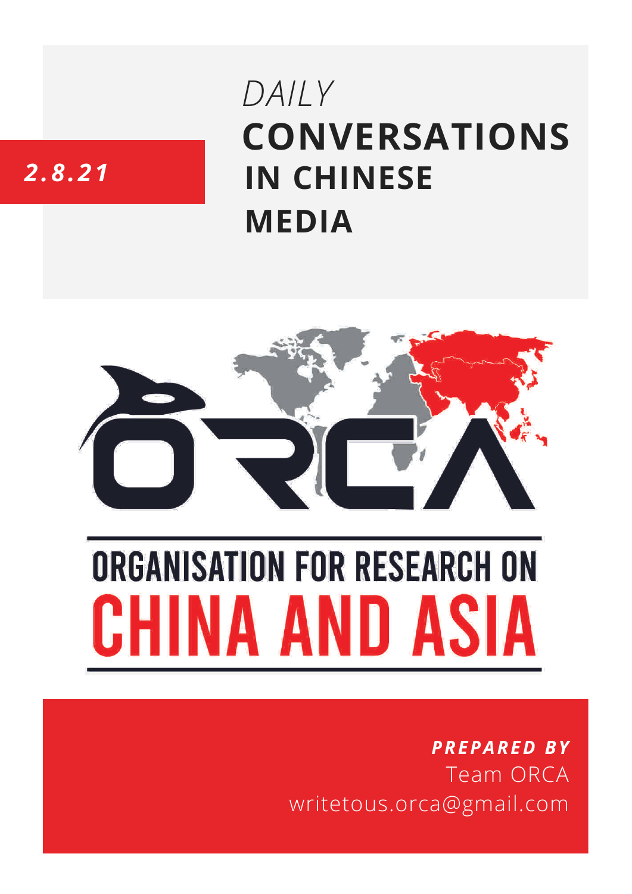*2.8.21*

# *DAILY* CONVERSATIONS IN CHINESE MEDIA

ORCA

ORGANISATION FOR RESEARCH ON CHINA AND ASIA

***PREPARED BY***
Team ORCA
writetous.orca@gmail.com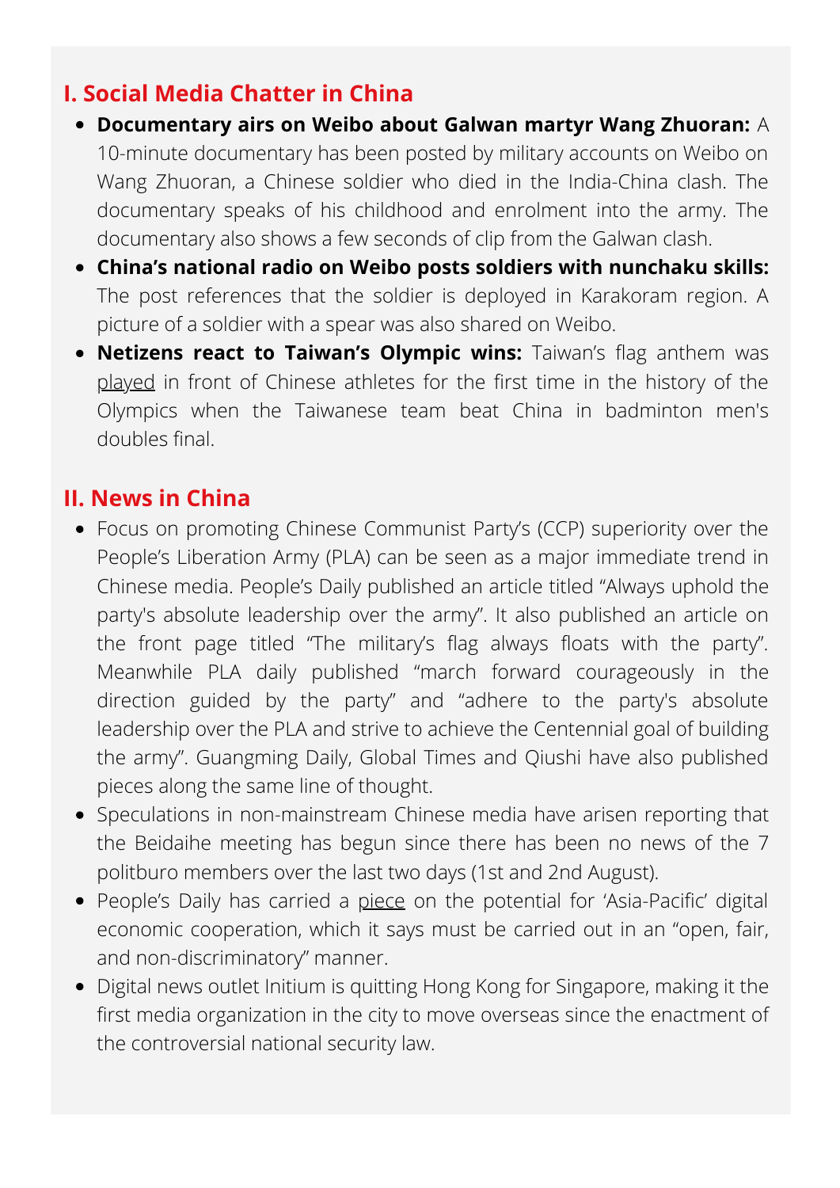## I. Social Media Chatter in China

- **Documentary airs on Weibo about Galwan martyr Wang Zhuoran:** A 10-minute documentary has been posted by military accounts on Weibo on Wang Zhuoran, a Chinese soldier who died in the India-China clash. The documentary speaks of his childhood and enrolment into the army. The documentary also shows a few seconds of clip from the Galwan clash.
- **China's national radio on Weibo posts soldiers with nunchaku skills:** The post references that the soldier is deployed in Karakoram region. A picture of a soldier with a spear was also shared on Weibo.
- **Netizens react to Taiwan's Olympic wins:** Taiwan's flag anthem was played in front of Chinese athletes for the first time in the history of the Olympics when the Taiwanese team beat China in badminton men's doubles final.

## II. News in China

- Focus on promoting Chinese Communist Party's (CCP) superiority over the People's Liberation Army (PLA) can be seen as a major immediate trend in Chinese media. People's Daily published an article titled "Always uphold the party's absolute leadership over the army". It also published an article on the front page titled "The military's flag always floats with the party". Meanwhile PLA daily published "march forward courageously in the direction guided by the party" and "adhere to the party's absolute leadership over the PLA and strive to achieve the Centennial goal of building the army". Guangming Daily, Global Times and Qiushi have also published pieces along the same line of thought.
- Speculations in non-mainstream Chinese media have arisen reporting that the Beidaihe meeting has begun since there has been no news of the 7 politburo members over the last two days (1st and 2nd August).
- People's Daily has carried a piece on the potential for 'Asia-Pacific' digital economic cooperation, which it says must be carried out in an "open, fair, and non-discriminatory" manner.
- Digital news outlet Initium is quitting Hong Kong for Singapore, making it the first media organization in the city to move overseas since the enactment of the controversial national security law.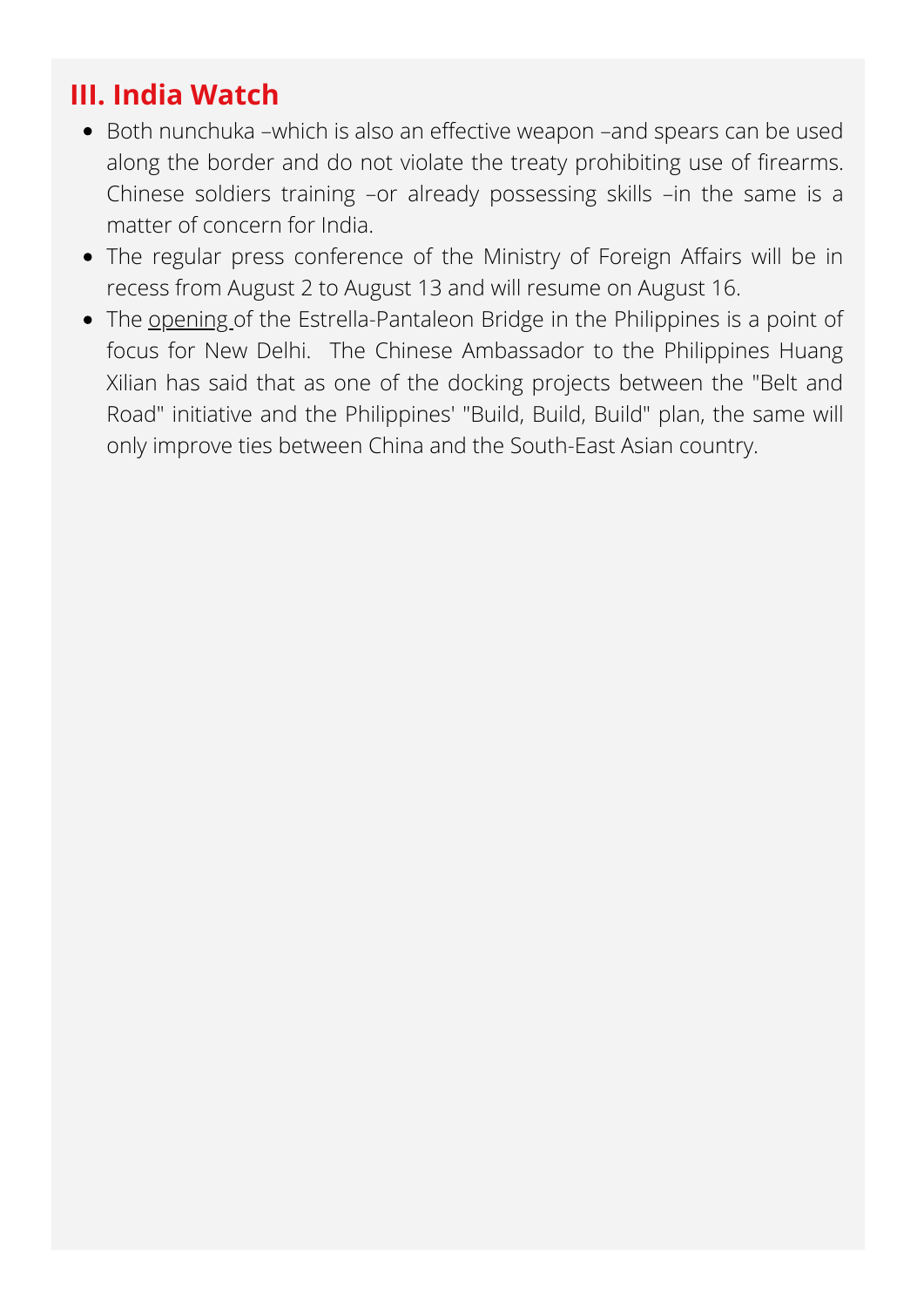## III. India Watch

- Both nunchuka –which is also an effective weapon –and spears can be used along the border and do not violate the treaty prohibiting use of firearms. Chinese soldiers training –or already possessing skills –in the same is a matter of concern for India.
- The regular press conference of the Ministry of Foreign Affairs will be in recess from August 2 to August 13 and will resume on August 16.
- The opening of the Estrella-Pantaleon Bridge in the Philippines is a point of focus for New Delhi. The Chinese Ambassador to the Philippines Huang Xilian has said that as one of the docking projects between the "Belt and Road" initiative and the Philippines' "Build, Build, Build" plan, the same will only improve ties between China and the South-East Asian country.